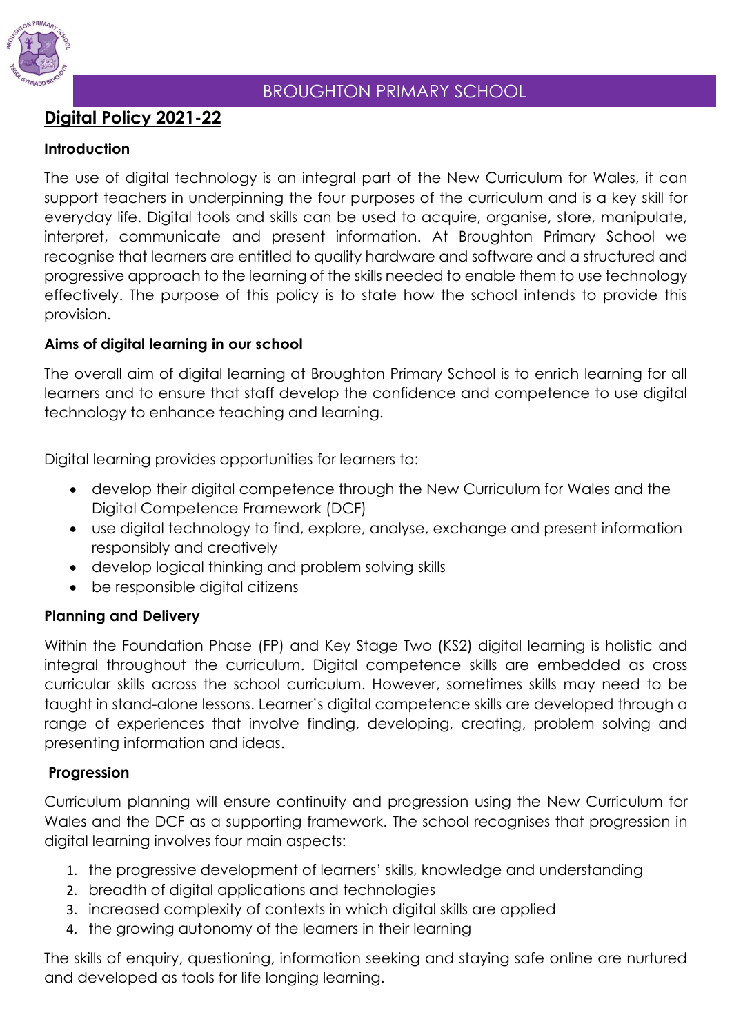BROUGHTON PRIMARY SCHOOL

# Digital Policy 2021-22

### Introduction

The use of digital technology is an integral part of the New Curriculum for Wales, it can support teachers in underpinning the four purposes of the curriculum and is a key skill for everyday life. Digital tools and skills can be used to acquire, organise, store, manipulate, interpret, communicate and present information. At Broughton Primary School we recognise that learners are entitled to quality hardware and software and a structured and progressive approach to the learning of the skills needed to enable them to use technology effectively. The purpose of this policy is to state how the school intends to provide this provision.

### Aims of digital learning in our school

The overall aim of digital learning at Broughton Primary School is to enrich learning for all learners and to ensure that staff develop the confidence and competence to use digital technology to enhance teaching and learning.

Digital learning provides opportunities for learners to:

- develop their digital competence through the New Curriculum for Wales and the Digital Competence Framework (DCF)
- use digital technology to find, explore, analyse, exchange and present information responsibly and creatively
- develop logical thinking and problem solving skills
- be responsible digital citizens

### Planning and Delivery

Within the Foundation Phase (FP) and Key Stage Two (KS2) digital learning is holistic and integral throughout the curriculum. Digital competence skills are embedded as cross curricular skills across the school curriculum. However, sometimes skills may need to be taught in stand-alone lessons. Learner's digital competence skills are developed through a range of experiences that involve finding, developing, creating, problem solving and presenting information and ideas.

### Progression

Curriculum planning will ensure continuity and progression using the New Curriculum for Wales and the DCF as a supporting framework. The school recognises that progression in digital learning involves four main aspects:

1. the progressive development of learners' skills, knowledge and understanding
2. breadth of digital applications and technologies
3. increased complexity of contexts in which digital skills are applied
4. the growing autonomy of the learners in their learning

The skills of enquiry, questioning, information seeking and staying safe online are nurtured and developed as tools for life longing learning.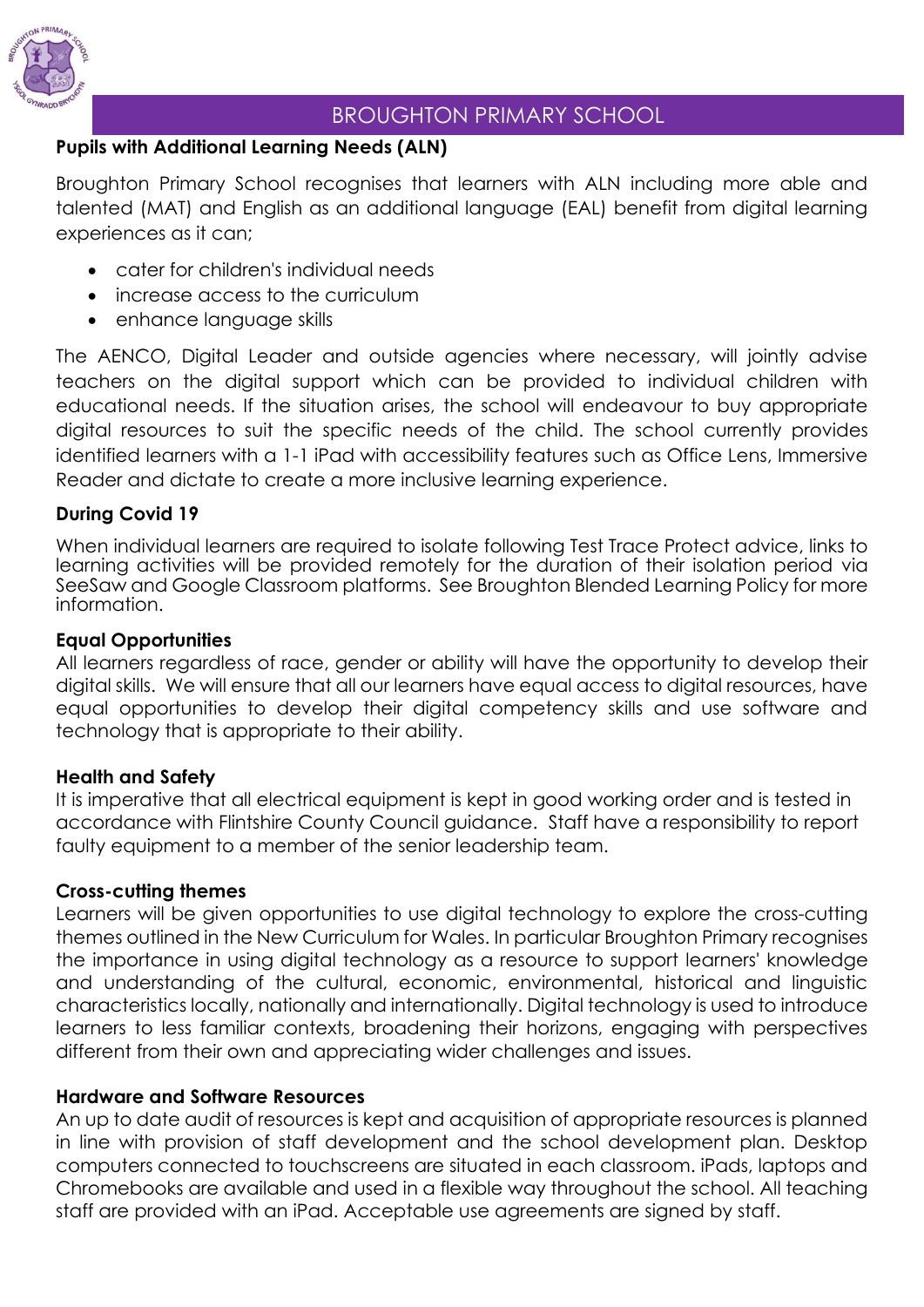## Pupils with Additional Learning Needs (ALN)

Broughton Primary School recognises that learners with ALN including more able and talented (MAT) and English as an additional language (EAL) benefit from digital learning experiences as it can;

- cater for children's individual needs
- increase access to the curriculum
- enhance language skills

The AENCO, Digital Leader and outside agencies where necessary, will jointly advise teachers on the digital support which can be provided to individual children with educational needs. If the situation arises, the school will endeavour to buy appropriate digital resources to suit the specific needs of the child. The school currently provides identified learners with a 1-1 iPad with accessibility features such as Office Lens, Immersive Reader and dictate to create a more inclusive learning experience.

## During Covid 19

When individual learners are required to isolate following Test Trace Protect advice, links to learning activities will be provided remotely for the duration of their isolation period via SeeSaw and Google Classroom platforms. See Broughton Blended Learning Policy for more information.

## Equal Opportunities

All learners regardless of race, gender or ability will have the opportunity to develop their digital skills. We will ensure that all our learners have equal access to digital resources, have equal opportunities to develop their digital competency skills and use software and technology that is appropriate to their ability.

## Health and Safety

It is imperative that all electrical equipment is kept in good working order and is tested in accordance with Flintshire County Council guidance. Staff have a responsibility to report faulty equipment to a member of the senior leadership team.

## Cross-cutting themes

Learners will be given opportunities to use digital technology to explore the cross-cutting themes outlined in the New Curriculum for Wales. In particular Broughton Primary recognises the importance in using digital technology as a resource to support learners' knowledge and understanding of the cultural, economic, environmental, historical and linguistic characteristics locally, nationally and internationally. Digital technology is used to introduce learners to less familiar contexts, broadening their horizons, engaging with perspectives different from their own and appreciating wider challenges and issues.

## Hardware and Software Resources

An up to date audit of resources is kept and acquisition of appropriate resources is planned in line with provision of staff development and the school development plan. Desktop computers connected to touchscreens are situated in each classroom. iPads, laptops and Chromebooks are available and used in a flexible way throughout the school. All teaching staff are provided with an iPad. Acceptable use agreements are signed by staff.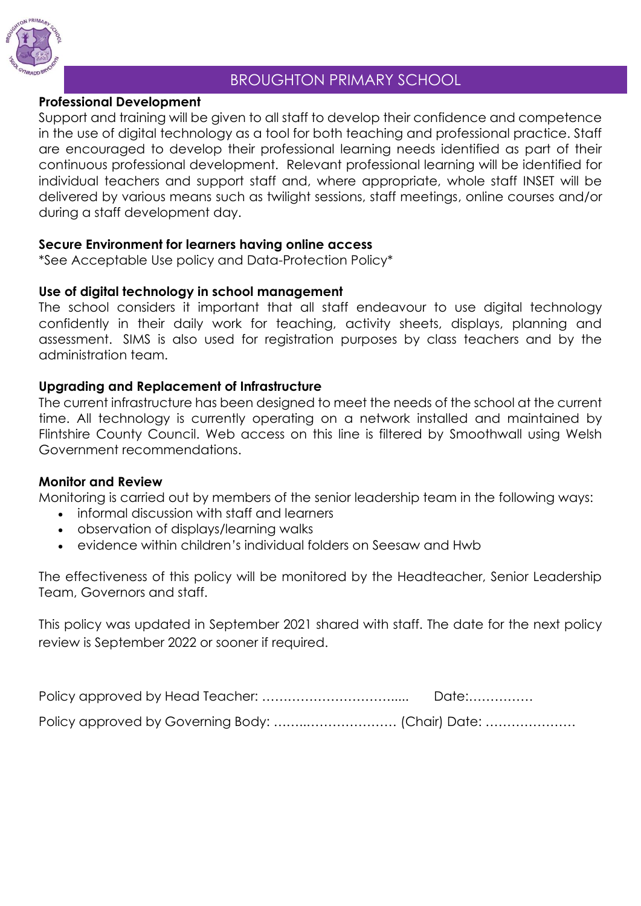### Professional Development

Support and training will be given to all staff to develop their confidence and competence in the use of digital technology as a tool for both teaching and professional practice. Staff are encouraged to develop their professional learning needs identified as part of their continuous professional development. Relevant professional learning will be identified for individual teachers and support staff and, where appropriate, whole staff INSET will be delivered by various means such as twilight sessions, staff meetings, online courses and/or during a staff development day.

### Secure Environment for learners having online access

*See Acceptable Use policy and Data-Protection Policy*

### Use of digital technology in school management

The school considers it important that all staff endeavour to use digital technology confidently in their daily work for teaching, activity sheets, displays, planning and assessment. SIMS is also used for registration purposes by class teachers and by the administration team.

### Upgrading and Replacement of Infrastructure

The current infrastructure has been designed to meet the needs of the school at the current time. All technology is currently operating on a network installed and maintained by Flintshire County Council. Web access on this line is filtered by Smoothwall using Welsh Government recommendations.

### Monitor and Review

Monitoring is carried out by members of the senior leadership team in the following ways:

- informal discussion with staff and learners
- observation of displays/learning walks
- evidence within children's individual folders on Seesaw and Hwb

The effectiveness of this policy will be monitored by the Headteacher, Senior Leadership Team, Governors and staff.

This policy was updated in September 2021 shared with staff. The date for the next policy review is September 2022 or sooner if required.

Policy approved by Head Teacher: ……………………………..... Date:……………

Policy approved by Governing Body: ………..………………… (Chair) Date: …………………